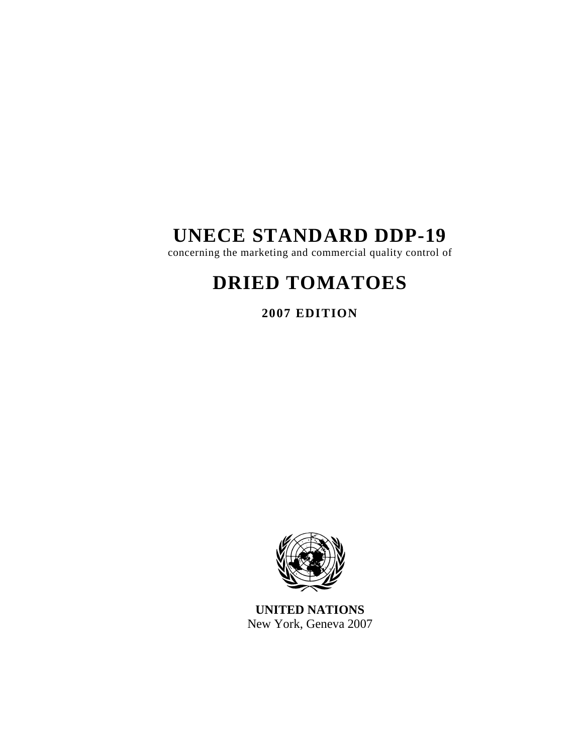# UNECE STANDARD DDP-19

concerning the marketing and commercial quality control of

# DRIED TOMATOES

**2007 EDITION**

**UNITED NATIONS**
New York, Geneva 2007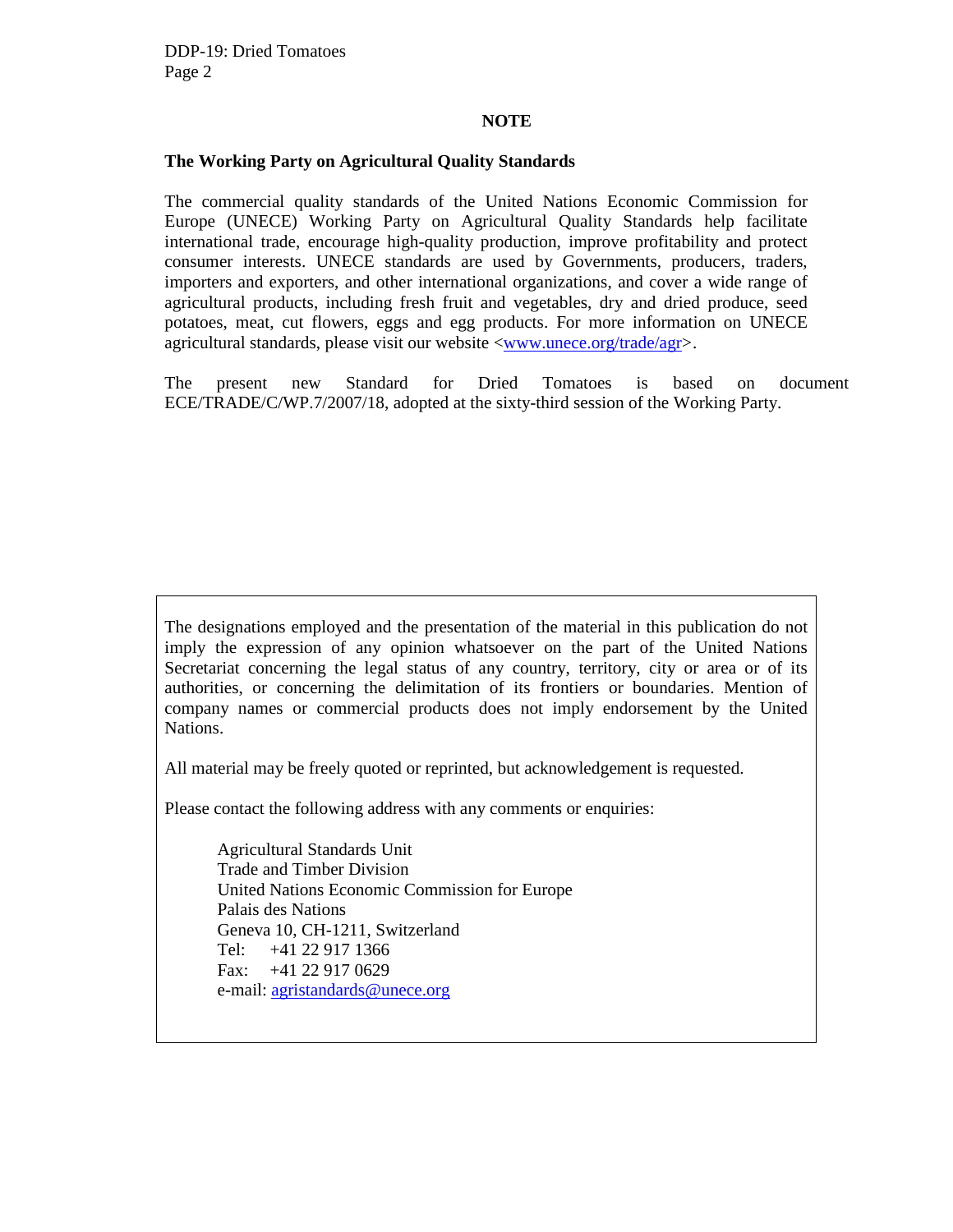## NOTE

**The Working Party on Agricultural Quality Standards**

The commercial quality standards of the United Nations Economic Commission for Europe (UNECE) Working Party on Agricultural Quality Standards help facilitate international trade, encourage high-quality production, improve profitability and protect consumer interests. UNECE standards are used by Governments, producers, traders, importers and exporters, and other international organizations, and cover a wide range of agricultural products, including fresh fruit and vegetables, dry and dried produce, seed potatoes, meat, cut flowers, eggs and egg products. For more information on UNECE agricultural standards, please visit our website <www.unece.org/trade/agr>.

The present new Standard for Dried Tomatoes is based on document ECE/TRADE/C/WP.7/2007/18, adopted at the sixty-third session of the Working Party.

The designations employed and the presentation of the material in this publication do not imply the expression of any opinion whatsoever on the part of the United Nations Secretariat concerning the legal status of any country, territory, city or area or of its authorities, or concerning the delimitation of its frontiers or boundaries. Mention of company names or commercial products does not imply endorsement by the United Nations.

All material may be freely quoted or reprinted, but acknowledgement is requested.

Please contact the following address with any comments or enquiries:

Agricultural Standards Unit
Trade and Timber Division
United Nations Economic Commission for Europe
Palais des Nations
Geneva 10, CH-1211, Switzerland
Tel: +41 22 917 1366
Fax: +41 22 917 0629
e-mail: agristandards@unece.org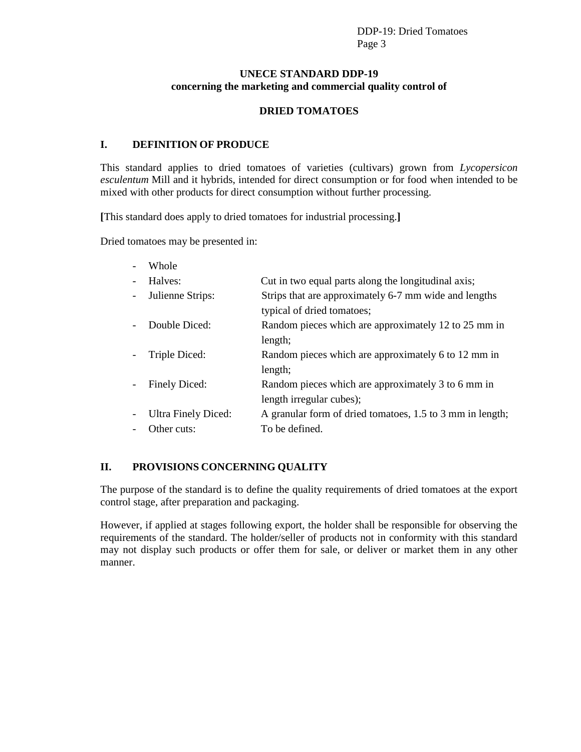**UNECE STANDARD DDP-19**
**concerning the marketing and commercial quality control of**

**DRIED TOMATOES**

## I. DEFINITION OF PRODUCE

This standard applies to dried tomatoes of varieties (cultivars) grown from *Lycopersicon esculentum* Mill and it hybrids, intended for direct consumption or for food when intended to be mixed with other products for direct consumption without further processing.

**[**This standard does apply to dried tomatoes for industrial processing.**]**

Dried tomatoes may be presented in:

- Whole
- Halves: Cut in two equal parts along the longitudinal axis;
- Julienne Strips: Strips that are approximately 6-7 mm wide and lengths typical of dried tomatoes;
- Double Diced: Random pieces which are approximately 12 to 25 mm in length;
- Triple Diced: Random pieces which are approximately 6 to 12 mm in length;
- Finely Diced: Random pieces which are approximately 3 to 6 mm in length irregular cubes);
- Ultra Finely Diced: A granular form of dried tomatoes, 1.5 to 3 mm in length;
- Other cuts: To be defined.

## II. PROVISIONS CONCERNING QUALITY

The purpose of the standard is to define the quality requirements of dried tomatoes at the export control stage, after preparation and packaging.

However, if applied at stages following export, the holder shall be responsible for observing the requirements of the standard. The holder/seller of products not in conformity with this standard may not display such products or offer them for sale, or deliver or market them in any other manner.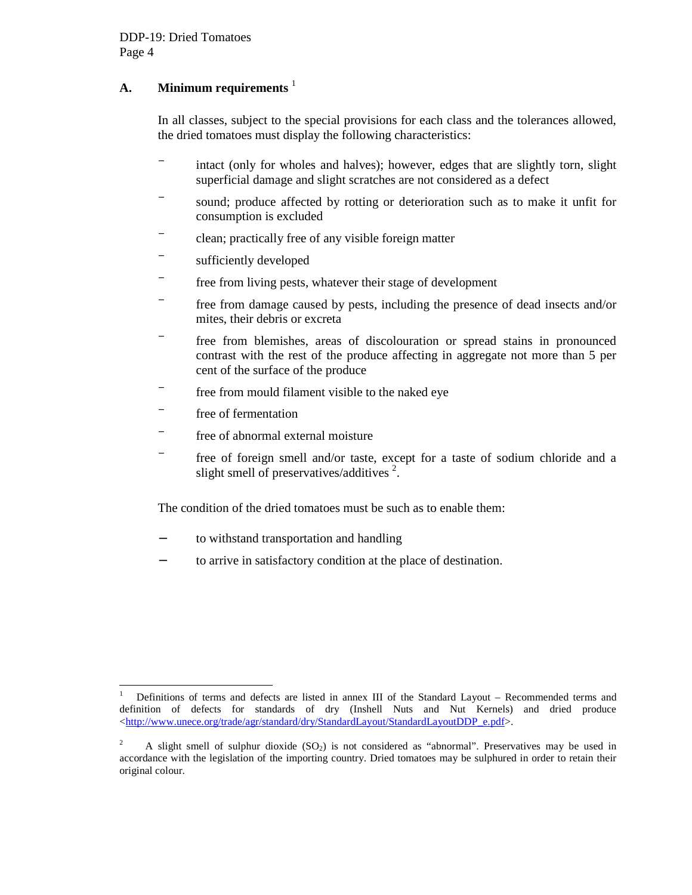## A. Minimum requirements [1]

In all classes, subject to the special provisions for each class and the tolerances allowed, the dried tomatoes must display the following characteristics:

- intact (only for wholes and halves); however, edges that are slightly torn, slight superficial damage and slight scratches are not considered as a defect
- sound; produce affected by rotting or deterioration such as to make it unfit for consumption is excluded
- clean; practically free of any visible foreign matter
- sufficiently developed
- free from living pests, whatever their stage of development
- free from damage caused by pests, including the presence of dead insects and/or mites, their debris or excreta
- free from blemishes, areas of discolouration or spread stains in pronounced contrast with the rest of the produce affecting in aggregate not more than 5 per cent of the surface of the produce
- free from mould filament visible to the naked eye
- free of fermentation
- free of abnormal external moisture
- free of foreign smell and/or taste, except for a taste of sodium chloride and a slight smell of preservatives/additives [2].

The condition of the dried tomatoes must be such as to enable them:

- to withstand transportation and handling
- to arrive in satisfactory condition at the place of destination.

---

[1] Definitions of terms and defects are listed in annex III of the Standard Layout – Recommended terms and definition of defects for standards of dry (Inshell Nuts and Nut Kernels) and dried produce <http://www.unece.org/trade/agr/standard/dry/StandardLayout/StandardLayoutDDP_e.pdf>.

[2] A slight smell of sulphur dioxide ($SO_2$) is not considered as "abnormal". Preservatives may be used in accordance with the legislation of the importing country. Dried tomatoes may be sulphured in order to retain their original colour.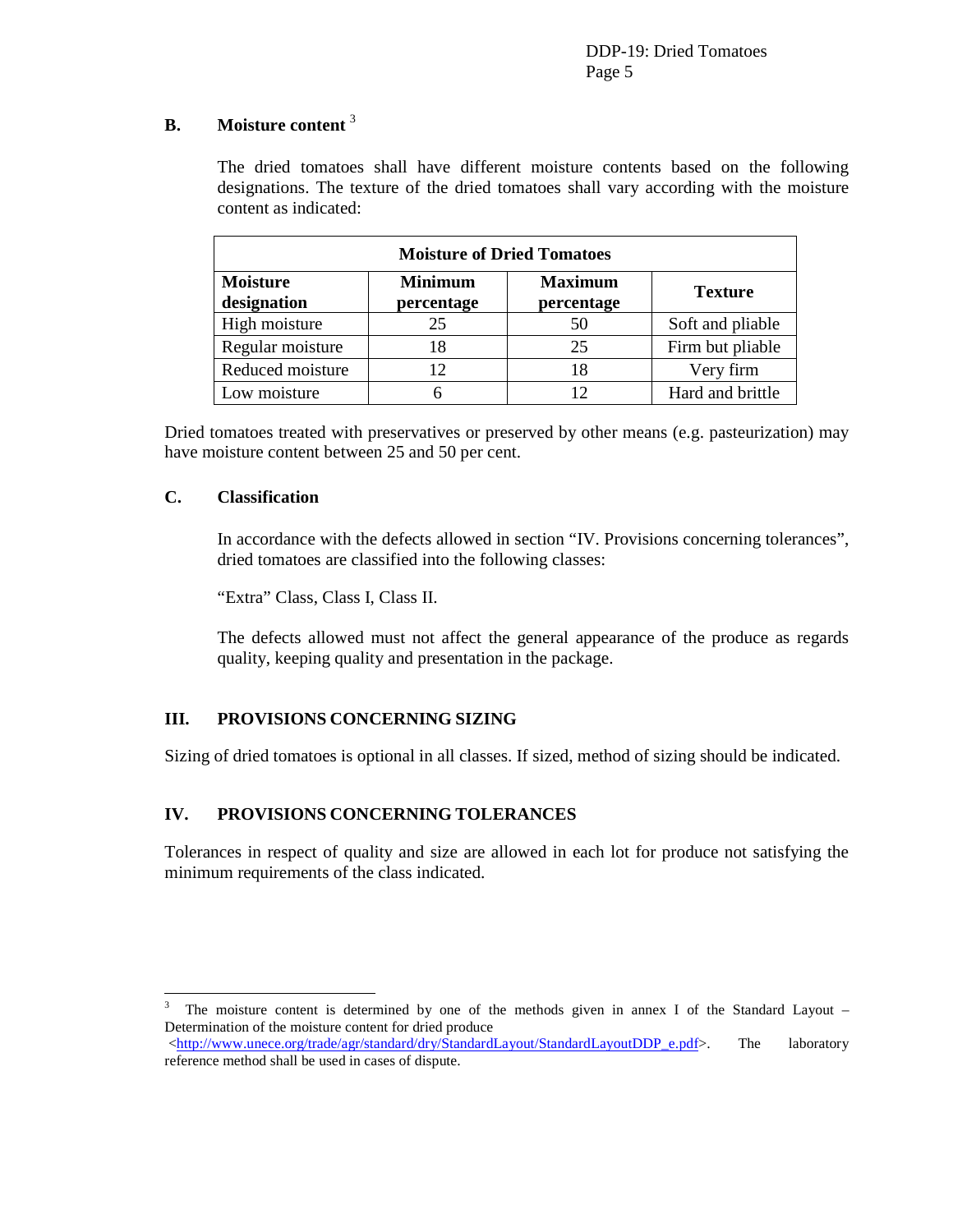### B. Moisture content [3]

The dried tomatoes shall have different moisture contents based on the following designations. The texture of the dried tomatoes shall vary according with the moisture content as indicated:

| Moisture of Dried Tomatoes | | | |
|---|---|---|---|
| **Moisture designation** | **Minimum percentage** | **Maximum percentage** | **Texture** |
| High moisture | 25 | 50 | Soft and pliable |
| Regular moisture | 18 | 25 | Firm but pliable |
| Reduced moisture | 12 | 18 | Very firm |
| Low moisture | 6 | 12 | Hard and brittle |

Dried tomatoes treated with preservatives or preserved by other means (e.g. pasteurization) may have moisture content between 25 and 50 per cent.

### C. Classification

In accordance with the defects allowed in section "IV. Provisions concerning tolerances", dried tomatoes are classified into the following classes:

"Extra" Class, Class I, Class II.

The defects allowed must not affect the general appearance of the produce as regards quality, keeping quality and presentation in the package.

## III. PROVISIONS CONCERNING SIZING

Sizing of dried tomatoes is optional in all classes. If sized, method of sizing should be indicated.

## IV. PROVISIONS CONCERNING TOLERANCES

Tolerances in respect of quality and size are allowed in each lot for produce not satisfying the minimum requirements of the class indicated.

---

[3] The moisture content is determined by one of the methods given in annex I of the Standard Layout – Determination of the moisture content for dried produce <http://www.unece.org/trade/agr/standard/dry/StandardLayout/StandardLayoutDDP_e.pdf>. The laboratory reference method shall be used in cases of dispute.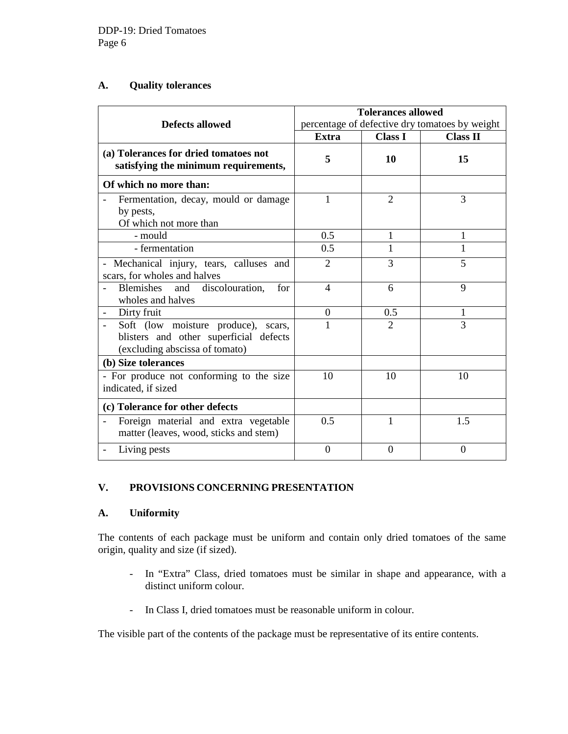### A. Quality tolerances

| Defects allowed | Tolerances allowed percentage of defective dry tomatoes by weight | | |
|---|---|---|---|
| | **Extra** | **Class I** | **Class II** |
| **(a) Tolerances for dried tomatoes not satisfying the minimum requirements,** | **5** | **10** | **15** |
| **Of which no more than:** | | | |
| - Fermentation, decay, mould or damage by pests, Of which not more than | 1 | 2 | 3 |
| - mould | 0.5 | 1 | 1 |
| - fermentation | 0.5 | 1 | 1 |
| - Mechanical injury, tears, calluses and scars, for wholes and halves | 2 | 3 | 5 |
| - Blemishes and discolouration, for wholes and halves | 4 | 6 | 9 |
| - Dirty fruit | 0 | 0.5 | 1 |
| - Soft (low moisture produce), scars, blisters and other superficial defects (excluding abscissa of tomato) | 1 | 2 | 3 |
| **(b) Size tolerances** | | | |
| - For produce not conforming to the size indicated, if sized | 10 | 10 | 10 |
| **(c) Tolerance for other defects** | | | |
| - Foreign material and extra vegetable matter (leaves, wood, sticks and stem) | 0.5 | 1 | 1.5 |
| - Living pests | 0 | 0 | 0 |

## V. PROVISIONS CONCERNING PRESENTATION

### A. Uniformity

The contents of each package must be uniform and contain only dried tomatoes of the same origin, quality and size (if sized).

- In "Extra" Class, dried tomatoes must be similar in shape and appearance, with a distinct uniform colour.
- In Class I, dried tomatoes must be reasonable uniform in colour.

The visible part of the contents of the package must be representative of its entire contents.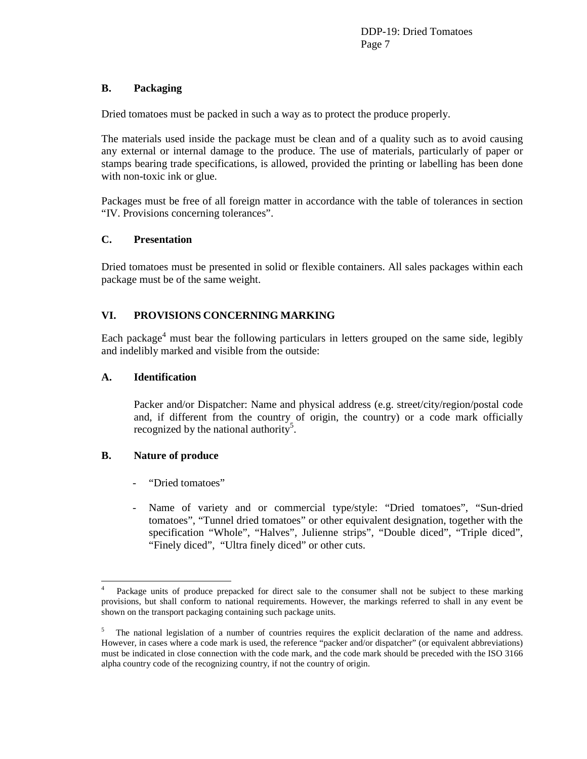### B. Packaging

Dried tomatoes must be packed in such a way as to protect the produce properly.

The materials used inside the package must be clean and of a quality such as to avoid causing any external or internal damage to the produce. The use of materials, particularly of paper or stamps bearing trade specifications, is allowed, provided the printing or labelling has been done with non-toxic ink or glue.

Packages must be free of all foreign matter in accordance with the table of tolerances in section "IV. Provisions concerning tolerances".

### C. Presentation

Dried tomatoes must be presented in solid or flexible containers. All sales packages within each package must be of the same weight.

## VI. PROVISIONS CONCERNING MARKING

Each package[4] must bear the following particulars in letters grouped on the same side, legibly and indelibly marked and visible from the outside:

### A. Identification

Packer and/or Dispatcher: Name and physical address (e.g. street/city/region/postal code and, if different from the country of origin, the country) or a code mark officially recognized by the national authority[5].

### B. Nature of produce

- "Dried tomatoes"
- Name of variety and or commercial type/style: "Dried tomatoes", "Sun-dried tomatoes", "Tunnel dried tomatoes" or other equivalent designation, together with the specification "Whole", "Halves", Julienne strips", "Double diced", "Triple diced", "Finely diced", "Ultra finely diced" or other cuts.

---

[4] Package units of produce prepacked for direct sale to the consumer shall not be subject to these marking provisions, but shall conform to national requirements. However, the markings referred to shall in any event be shown on the transport packaging containing such package units.

[5] The national legislation of a number of countries requires the explicit declaration of the name and address. However, in cases where a code mark is used, the reference "packer and/or dispatcher" (or equivalent abbreviations) must be indicated in close connection with the code mark, and the code mark should be preceded with the ISO 3166 alpha country code of the recognizing country, if not the country of origin.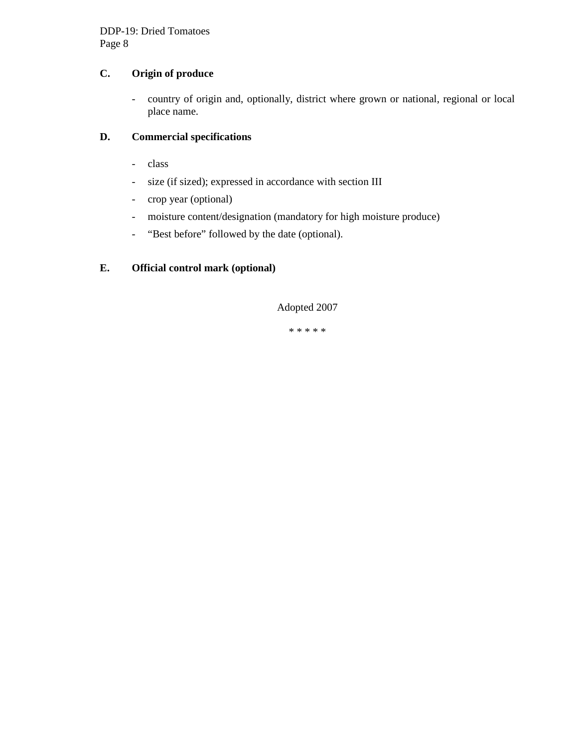### C. Origin of produce

- country of origin and, optionally, district where grown or national, regional or local place name.

### D. Commercial specifications

- class
- size (if sized); expressed in accordance with section III
- crop year (optional)
- moisture content/designation (mandatory for high moisture produce)
- “Best before” followed by the date (optional).

### E. Official control mark (optional)

Adopted 2007

* * * * *